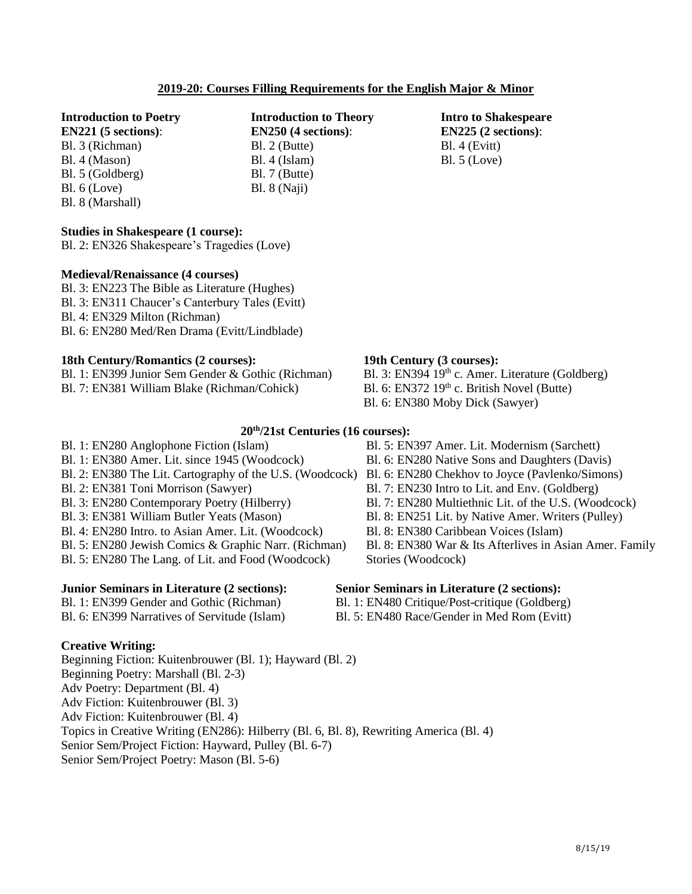## 2019-20: Courses Filling Requirements for the English Major & Minor

**Introduction to Poetry**
**EN221 (5 sections)**:
Bl. 3 (Richman)
Bl. 4 (Mason)
Bl. 5 (Goldberg)
Bl. 6 (Love)
Bl. 8 (Marshall)

**Introduction to Theory**
**EN250 (4 sections)**:
Bl. 2 (Butte)
Bl. 4 (Islam)
Bl. 7 (Butte)
Bl. 8 (Naji)

**Intro to Shakespeare**
**EN225 (2 sections)**:
Bl. 4 (Evitt)
Bl. 5 (Love)

**Studies in Shakespeare (1 course):**
Bl. 2: EN326 Shakespeare's Tragedies (Love)

**Medieval/Renaissance (4 courses)**
Bl. 3: EN223 The Bible as Literature (Hughes)
Bl. 3: EN311 Chaucer's Canterbury Tales (Evitt)
Bl. 4: EN329 Milton (Richman)
Bl. 6: EN280 Med/Ren Drama (Evitt/Lindblade)

**18th Century/Romantics (2 courses):**
Bl. 1: EN399 Junior Sem Gender & Gothic (Richman)
Bl. 7: EN381 William Blake (Richman/Cohick)

**19th Century (3 courses):**
Bl. 3: EN394 19th c. Amer. Literature (Goldberg)
Bl. 6: EN372 19th c. British Novel (Butte)
Bl. 6: EN380 Moby Dick (Sawyer)

**20th/21st Centuries (16 courses):**
Bl. 1: EN280 Anglophone Fiction (Islam)
Bl. 1: EN380 Amer. Lit. since 1945 (Woodcock)
Bl. 2: EN380 The Lit. Cartography of the U.S. (Woodcock)
Bl. 2: EN381 Toni Morrison (Sawyer)
Bl. 3: EN280 Contemporary Poetry (Hilberry)
Bl. 3: EN381 William Butler Yeats (Mason)
Bl. 4: EN280 Intro. to Asian Amer. Lit. (Woodcock)
Bl. 5: EN280 Jewish Comics & Graphic Narr. (Richman)
Bl. 5: EN280 The Lang. of Lit. and Food (Woodcock)
Bl. 5: EN397 Amer. Lit. Modernism (Sarchett)
Bl. 6: EN280 Native Sons and Daughters (Davis)
Bl. 6: EN280 Chekhov to Joyce (Pavlenko/Simons)
Bl. 7: EN230 Intro to Lit. and Env. (Goldberg)
Bl. 7: EN280 Multiethnic Lit. of the U.S. (Woodcock)
Bl. 8: EN251 Lit. by Native Amer. Writers (Pulley)
Bl. 8: EN380 Caribbean Voices (Islam)
Bl. 8: EN380 War & Its Afterlives in Asian Amer. Family Stories (Woodcock)

**Junior Seminars in Literature (2 sections):**
Bl. 1: EN399 Gender and Gothic (Richman)
Bl. 6: EN399 Narratives of Servitude (Islam)

**Senior Seminars in Literature (2 sections):**
Bl. 1: EN480 Critique/Post-critique (Goldberg)
Bl. 5: EN480 Race/Gender in Med Rom (Evitt)

**Creative Writing:**
Beginning Fiction: Kuitenbrouwer (Bl. 1); Hayward (Bl. 2)
Beginning Poetry: Marshall (Bl. 2-3)
Adv Poetry: Department (Bl. 4)
Adv Fiction: Kuitenbrouwer (Bl. 3)
Adv Fiction: Kuitenbrouwer (Bl. 4)
Topics in Creative Writing (EN286): Hilberry (Bl. 6, Bl. 8), Rewriting America (Bl. 4)
Senior Sem/Project Fiction: Hayward, Pulley (Bl. 6-7)
Senior Sem/Project Poetry: Mason (Bl. 5-6)

8/15/19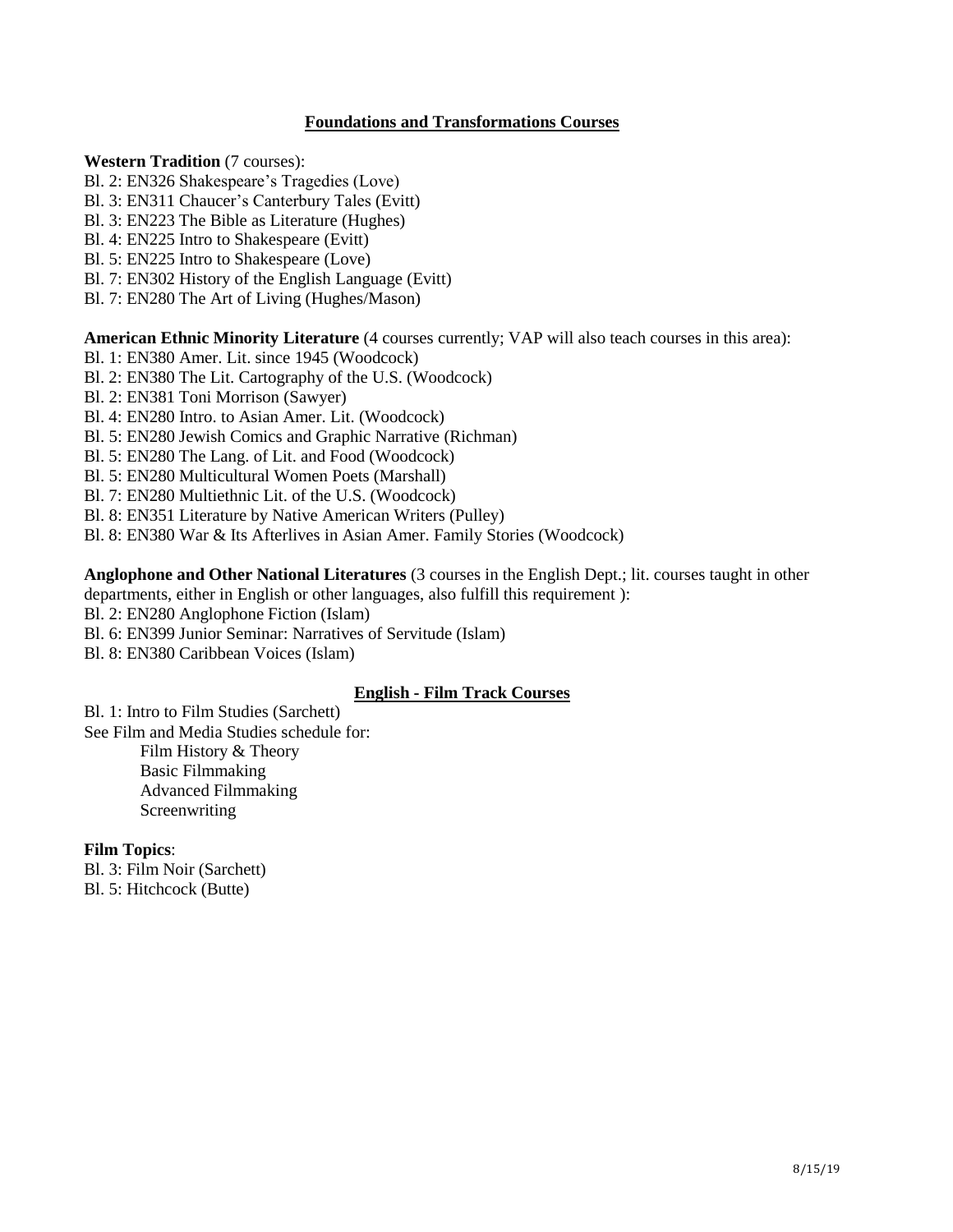## Foundations and Transformations Courses

**Western Tradition** (7 courses):

Bl. 2: EN326 Shakespeare's Tragedies (Love)
Bl. 3: EN311 Chaucer's Canterbury Tales (Evitt)
Bl. 3: EN223 The Bible as Literature (Hughes)
Bl. 4: EN225 Intro to Shakespeare (Evitt)
Bl. 5: EN225 Intro to Shakespeare (Love)
Bl. 7: EN302 History of the English Language (Evitt)
Bl. 7: EN280 The Art of Living (Hughes/Mason)

**American Ethnic Minority Literature** (4 courses currently; VAP will also teach courses in this area):

Bl. 1: EN380 Amer. Lit. since 1945 (Woodcock)
Bl. 2: EN380 The Lit. Cartography of the U.S. (Woodcock)
Bl. 2: EN381 Toni Morrison (Sawyer)
Bl. 4: EN280 Intro. to Asian Amer. Lit. (Woodcock)
Bl. 5: EN280 Jewish Comics and Graphic Narrative (Richman)
Bl. 5: EN280 The Lang. of Lit. and Food (Woodcock)
Bl. 5: EN280 Multicultural Women Poets (Marshall)
Bl. 7: EN280 Multiethnic Lit. of the U.S. (Woodcock)
Bl. 8: EN351 Literature by Native American Writers (Pulley)
Bl. 8: EN380 War & Its Afterlives in Asian Amer. Family Stories (Woodcock)

**Anglophone and Other National Literatures** (3 courses in the English Dept.; lit. courses taught in other departments, either in English or other languages, also fulfill this requirement ):

Bl. 2: EN280 Anglophone Fiction (Islam)
Bl. 6: EN399 Junior Seminar: Narratives of Servitude (Islam)
Bl. 8: EN380 Caribbean Voices (Islam)

## English - Film Track Courses

Bl. 1: Intro to Film Studies (Sarchett)
See Film and Media Studies schedule for:

- Film History & Theory
- Basic Filmmaking
- Advanced Filmmaking
- Screenwriting

**Film Topics**:

Bl. 3: Film Noir (Sarchett)
Bl. 5: Hitchcock (Butte)

8/15/19